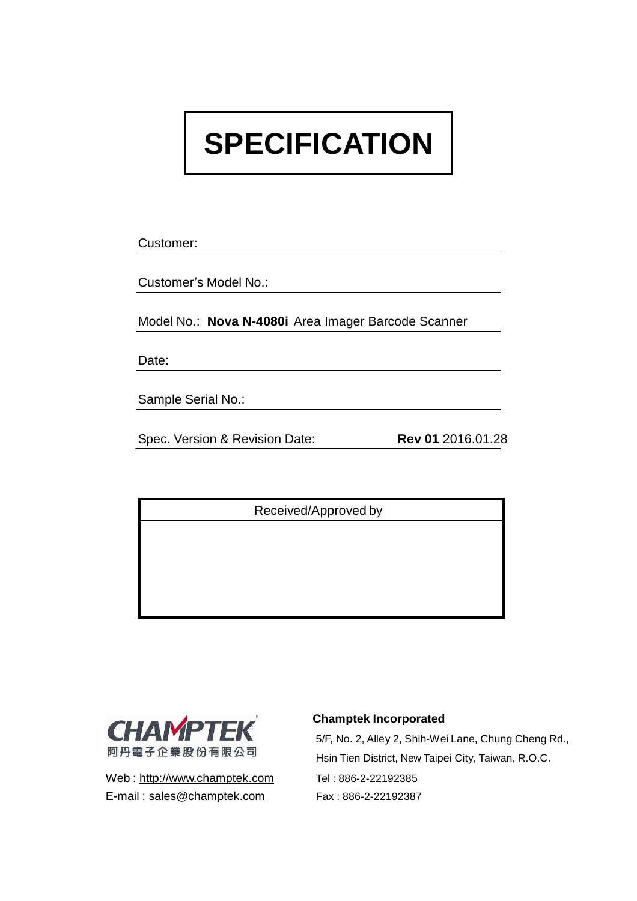# SPECIFICATION

Customer:

Customer's Model No.:

Model No.: **Nova N-4080i** Area Imager Barcode Scanner

Date:

Sample Serial No.:

Spec. Version & Revision Date: **Rev 01** 2016.01.28

| Received/Approved by |
|---|
| |

CHAMPTEK
阿丹電子企業股份有限公司

Web : http://www.champtek.com
E-mail : sales@champtek.com

**Champtek Incorporated**

5/F, No. 2, Alley 2, Shih-Wei Lane, Chung Cheng Rd.,
Hsin Tien District, New Taipei City, Taiwan, R.O.C.
Tel : 886-2-22192385
Fax : 886-2-22192387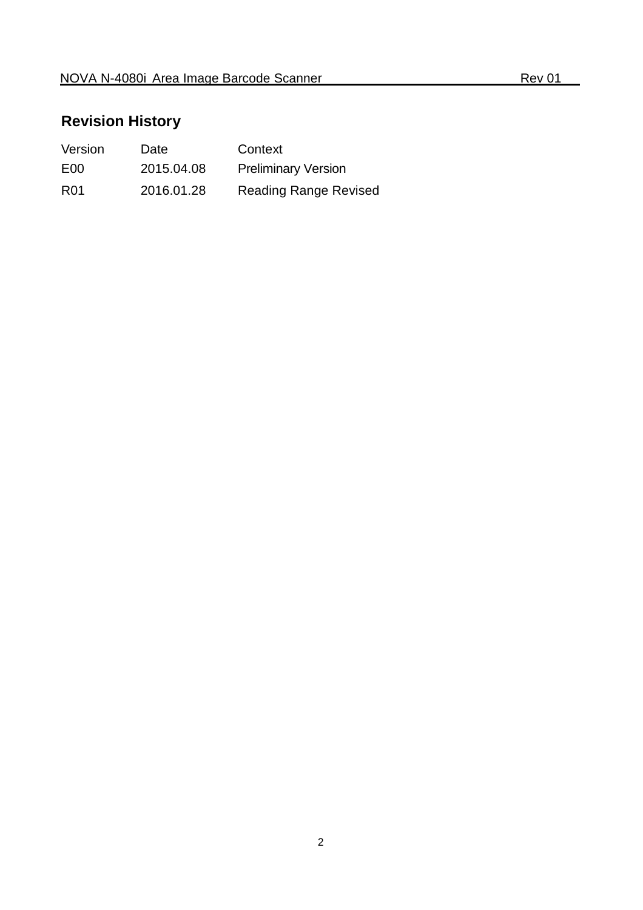## Revision History

| Version | Date | Context |
|---|---|---|
| E00 | 2015.04.08 | Preliminary Version |
| R01 | 2016.01.28 | Reading Range Revised |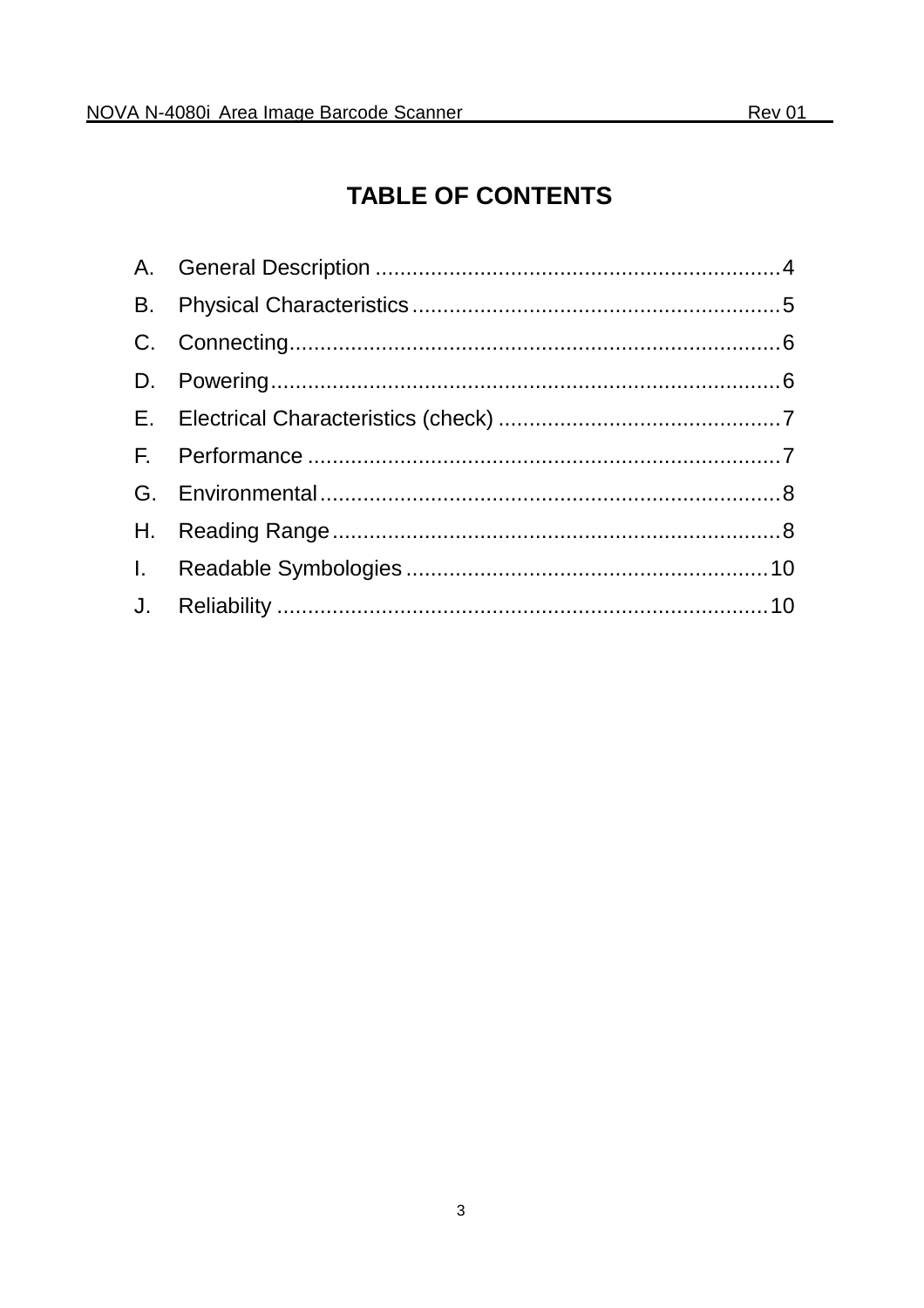# TABLE OF CONTENTS

A. General Description ........................................................................4
B. Physical Characteristics ..................................................................5
C. Connecting.......................................................................................6
D. Powering..........................................................................................6
E. Electrical Characteristics (check) ....................................................7
F. Performance ....................................................................................7
G. Environmental..................................................................................8
H. Reading Range................................................................................8
I. Readable Symbologies ..................................................................10
J. Reliability .......................................................................................10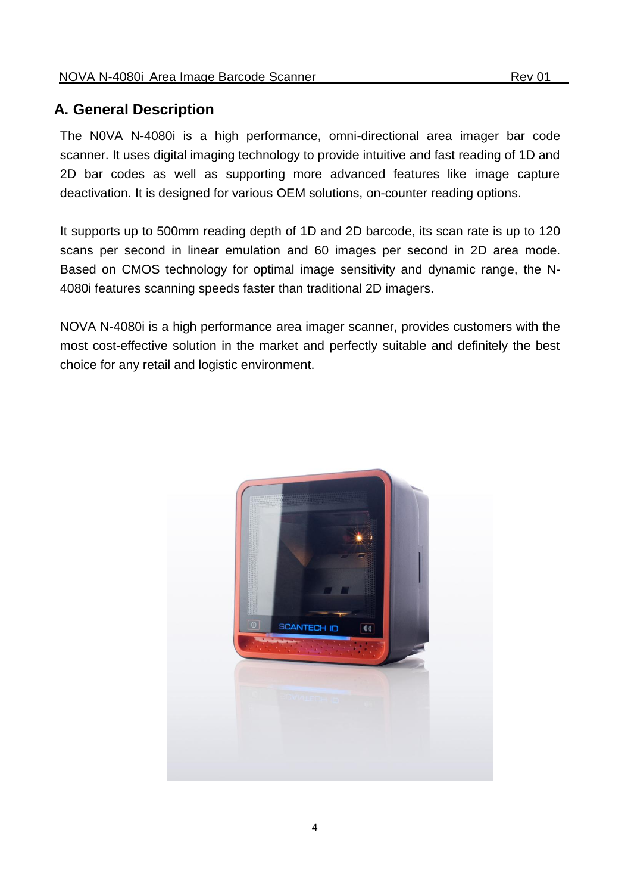## A. General Description

The N0VA N-4080i is a high performance, omni-directional area imager bar code scanner. It uses digital imaging technology to provide intuitive and fast reading of 1D and 2D bar codes as well as supporting more advanced features like image capture deactivation. It is designed for various OEM solutions, on-counter reading options.

It supports up to 500mm reading depth of 1D and 2D barcode, its scan rate is up to 120 scans per second in linear emulation and 60 images per second in 2D area mode. Based on CMOS technology for optimal image sensitivity and dynamic range, the N-4080i features scanning speeds faster than traditional 2D imagers.

NOVA N-4080i is a high performance area imager scanner, provides customers with the most cost-effective solution in the market and perfectly suitable and definitely the best choice for any retail and logistic environment.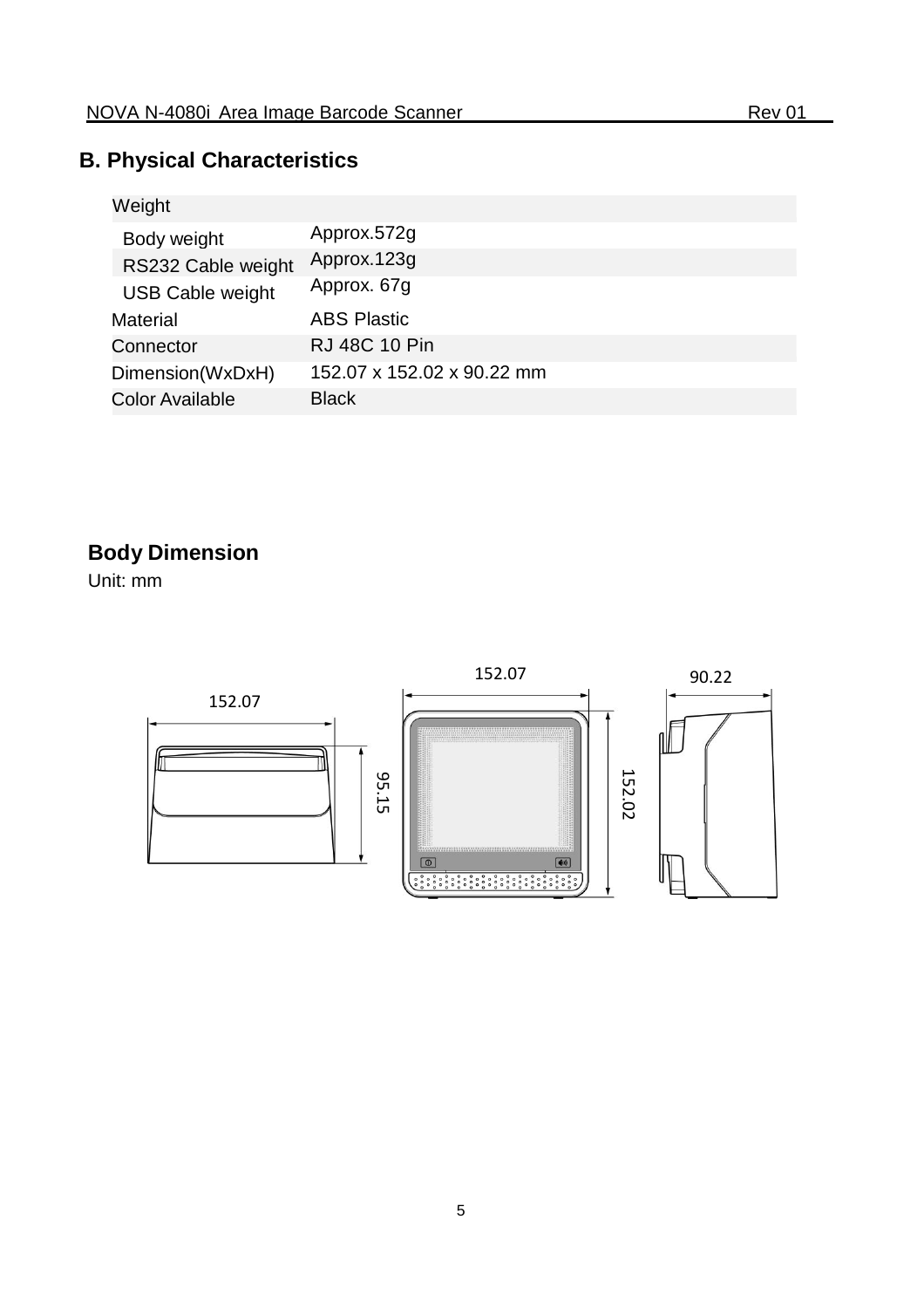## B. Physical Characteristics

| Weight | |
|---|---|
| Body weight | Approx.572g |
| RS232 Cable weight | Approx.123g |
| USB Cable weight | Approx. 67g |
| Material | ABS Plastic |
| Connector | RJ 48C 10 Pin |
| Dimension(WxDxH) | 152.07 x 152.02 x 90.22 mm |
| Color Available | Black |

## Body Dimension

Unit: mm

152.07

95.15

152.07

152.02

90.22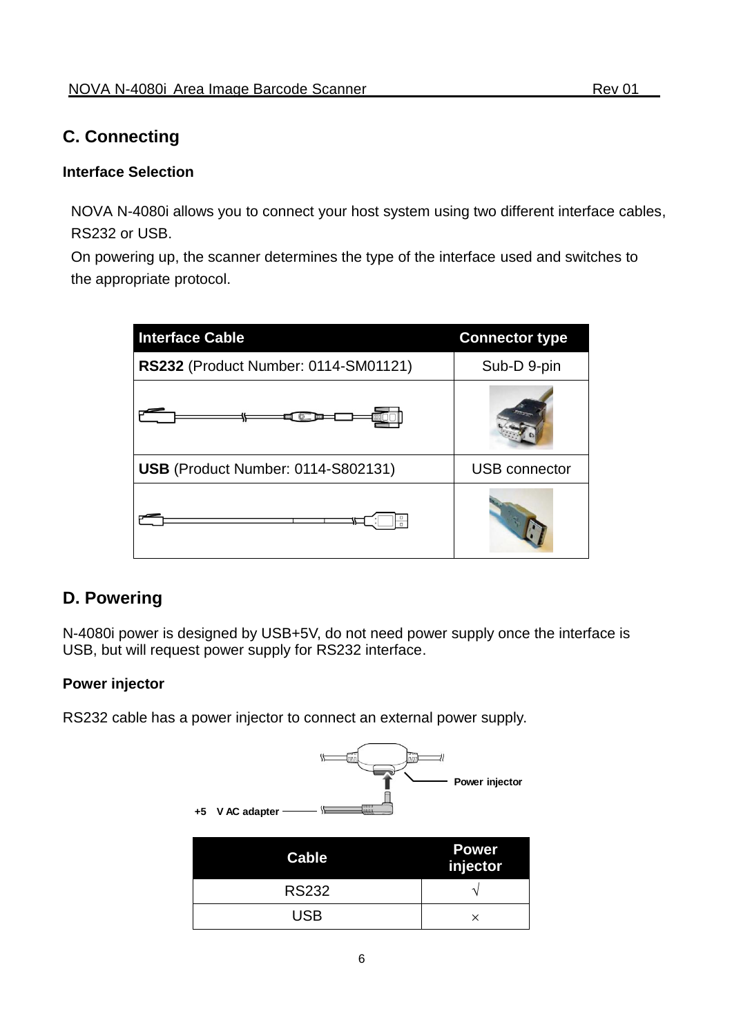## C. Connecting

### Interface Selection

NOVA N-4080i allows you to connect your host system using two different interface cables, RS232 or USB.
On powering up, the scanner determines the type of the interface used and switches to the appropriate protocol.

| Interface Cable | Connector type |
|---|---|
| **RS232** (Product Number: 0114-SM01121) | Sub-D 9-pin |
| | |
| **USB** (Product Number: 0114-S802131) | USB connector |
| | |

## D. Powering

N-4080i power is designed by USB+5V, do not need power supply once the interface is USB, but will request power supply for RS232 interface.

### Power injector

RS232 cable has a power injector to connect an external power supply.

+5 V AC adapter

Power injector

| Cable | Power injector |
|---|---|
| RS232 | √ |
| USB | × |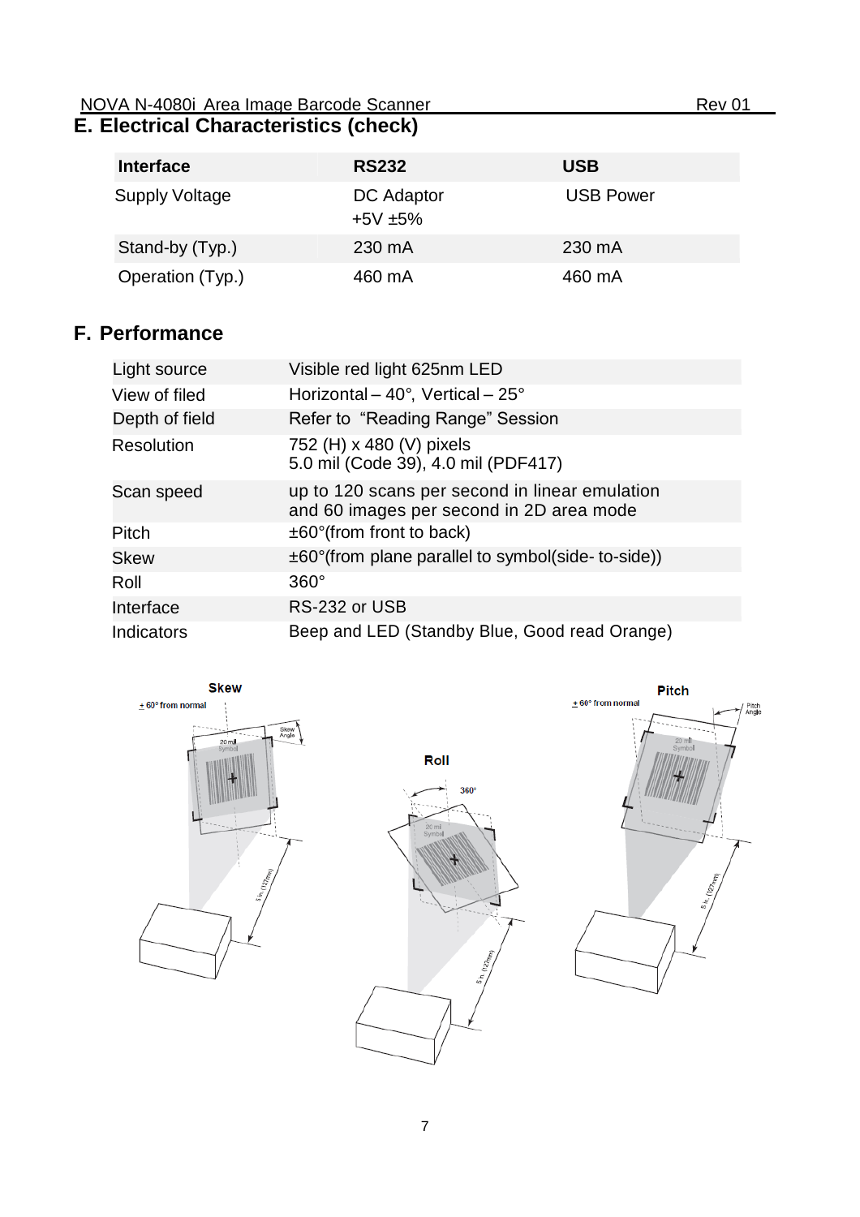## E. Electrical Characteristics (check)

| Interface | RS232 | USB |
|---|---|---|
| Supply Voltage | DC Adaptor +5V ±5% | USB Power |
| Stand-by (Typ.) | 230 mA | 230 mA |
| Operation (Typ.) | 460 mA | 460 mA |

## F. Performance

| | |
|---|---|
| Light source | Visible red light 625nm LED |
| View of filed | Horizontal – 40°, Vertical – 25° |
| Depth of field | Refer to "Reading Range" Session |
| Resolution | 752 (H) x 480 (V) pixels<br>5.0 mil (Code 39), 4.0 mil (PDF417) |
| Scan speed | up to 120 scans per second in linear emulation and 60 images per second in 2D area mode |
| Pitch | ±60°(from front to back) |
| Skew | ±60°(from plane parallel to symbol(side- to-side)) |
| Roll | 360° |
| Interface | RS-232 or USB |
| Indicators | Beep and LED (Standby Blue, Good read Orange) |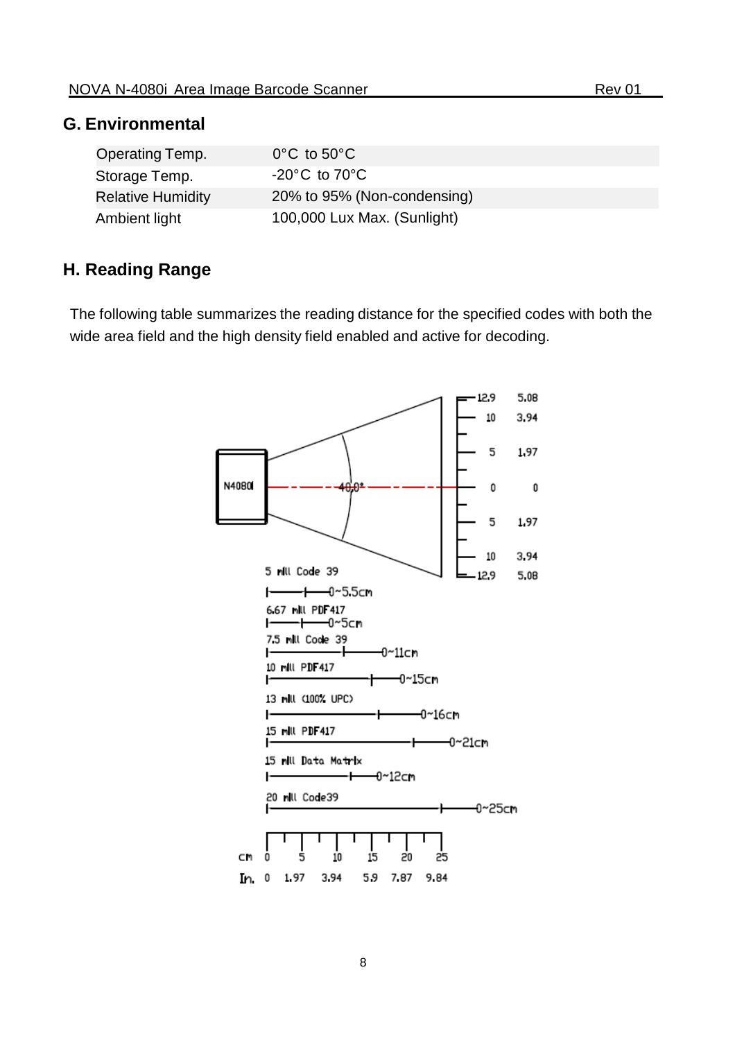## G. Environmental

| | |
|---|---|
| Operating Temp. | 0°C to 50°C |
| Storage Temp. | -20°C to 70°C |
| Relative Humidity | 20% to 95% (Non-condensing) |
| Ambient light | 100,000 Lux Max. (Sunlight) |

## H. Reading Range

The following table summarizes the reading distance for the specified codes with both the wide area field and the high density field enabled and active for decoding.

| Code | Reading Distance |
|---|---|
| 5 mil Code 39 | 0~5.5cm |
| 6.67 mil PDF417 | 0~5cm |
| 7.5 mil Code 39 | 0~11cm |
| 10 mil PDF417 | 0~15cm |
| 13 mil (100% UPC) | 0~16cm |
| 15 mil PDF417 | 0~21cm |
| 15 mil Data Matrix | 0~12cm |
| 20 mil Code39 | 0~25cm |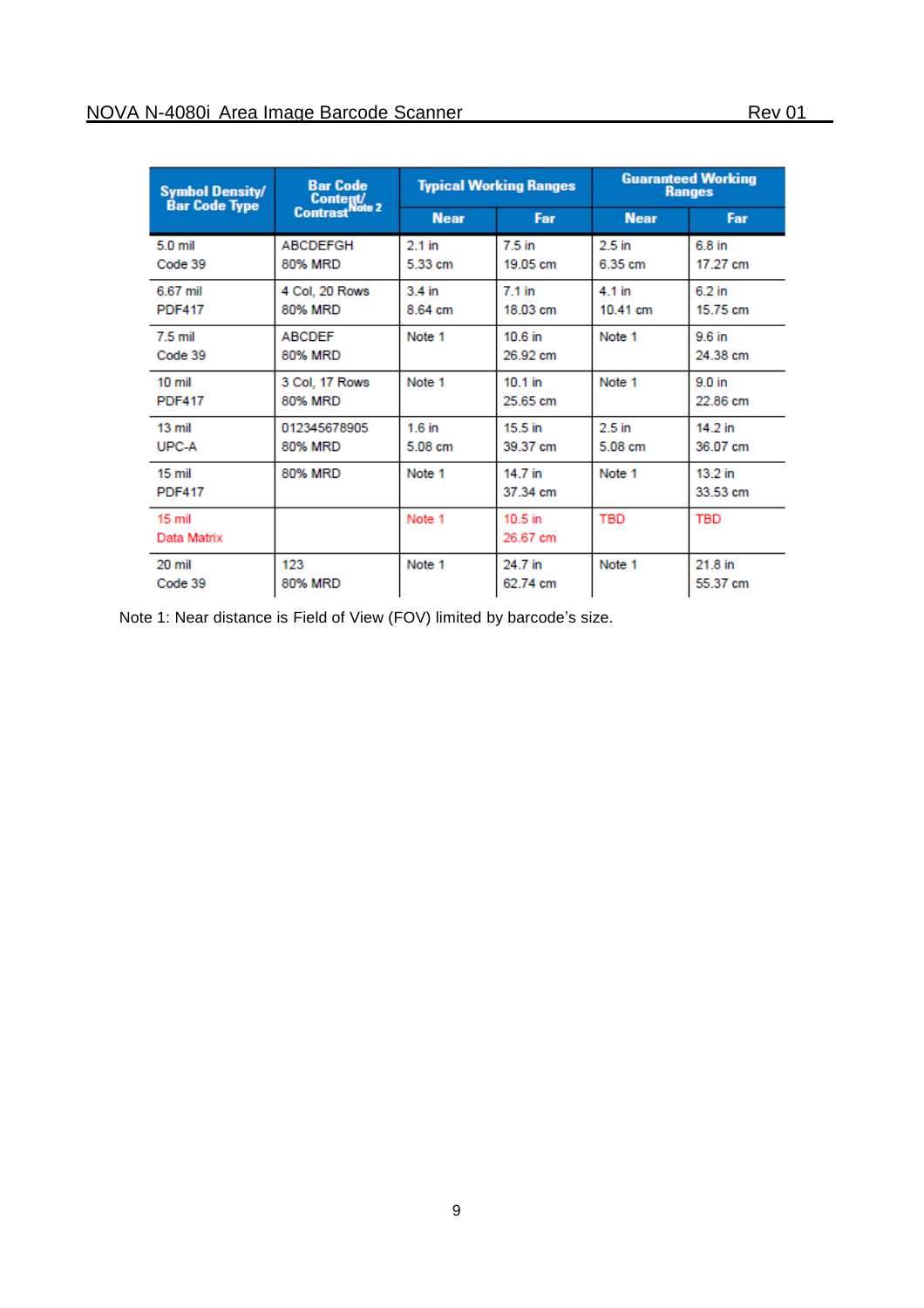| Symbol Density/ Bar Code Type | Bar Code Content/ Contrast Note 2 | Typical Working Ranges | | Guaranteed Working Ranges | |
|---|---|---|---|---|---|
| | | Near | Far | Near | Far |
| 5.0 mil Code 39 | ABCDEFGH 80% MRD | 2.1 in 5.33 cm | 7.5 in 19.05 cm | 2.5 in 6.35 cm | 6.8 in 17.27 cm |
| 6.67 mil PDF417 | 4 Col, 20 Rows 80% MRD | 3.4 in 8.64 cm | 7.1 in 18.03 cm | 4.1 in 10.41 cm | 6.2 in 15.75 cm |
| 7.5 mil Code 39 | ABCDEF 80% MRD | Note 1 | 10.6 in 26.92 cm | Note 1 | 9.6 in 24.38 cm |
| 10 mil PDF417 | 3 Col, 17 Rows 80% MRD | Note 1 | 10.1 in 25.65 cm | Note 1 | 9.0 in 22.86 cm |
| 13 mil UPC-A | 012345678905 80% MRD | 1.6 in 5.08 cm | 15.5 in 39.37 cm | 2.5 in 5.08 cm | 14.2 in 36.07 cm |
| 15 mil PDF417 | 80% MRD | Note 1 | 14.7 in 37.34 cm | Note 1 | 13.2 in 33.53 cm |
| 15 mil Data Matrix | | Note 1 | 10.5 in 26.67 cm | TBD | TBD |
| 20 mil Code 39 | 123 80% MRD | Note 1 | 24.7 in 62.74 cm | Note 1 | 21.8 in 55.37 cm |

Note 1: Near distance is Field of View (FOV) limited by barcode's size.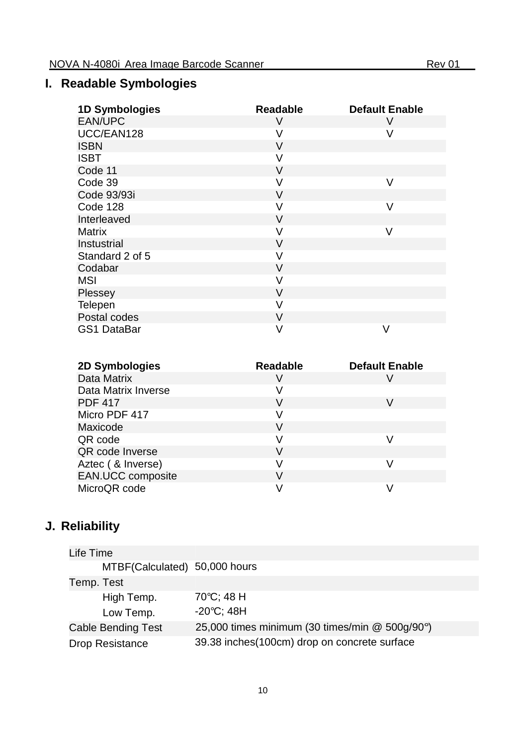## I. Readable Symbologies

| 1D Symbologies | Readable | Default Enable |
|---|---|---|
| EAN/UPC | V | V |
| UCC/EAN128 | V | V |
| ISBN | V | |
| ISBT | V | |
| Code 11 | V | |
| Code 39 | V | V |
| Code 93/93i | V | |
| Code 128 | V | V |
| Interleaved | V | |
| Matrix | V | V |
| Instustrial | V | |
| Standard 2 of 5 | V | |
| Codabar | V | |
| MSI | V | |
| Plessey | V | |
| Telepen | V | |
| Postal codes | V | |
| GS1 DataBar | V | V |

| 2D Symbologies | Readable | Default Enable |
|---|---|---|
| Data Matrix | V | V |
| Data Matrix Inverse | V | |
| PDF 417 | V | V |
| Micro PDF 417 | V | |
| Maxicode | V | |
| QR code | V | V |
| QR code Inverse | V | |
| Aztec ( & Inverse) | V | V |
| EAN.UCC composite | V | |
| MicroQR code | V | V |

## J. Reliability

| | |
|---|---|
| Life Time | |
| MTBF(Calculated) | 50,000 hours |
| Temp. Test | |
| High Temp. | 70℃; 48 H |
| Low Temp. | -20℃; 48H |
| Cable Bending Test | 25,000 times minimum (30 times/min @ 500g/90°) |
| Drop Resistance | 39.38 inches(100cm) drop on concrete surface |